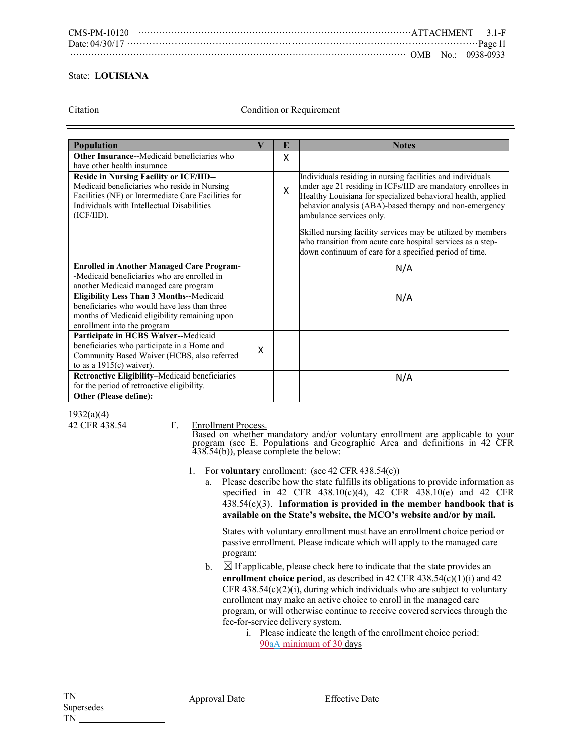State: **LOUISIANA**

Citation | Condition or Requirement

| Population | V | E | Notes |
|---|---|---|---|
| **Other Insurance--**Medicaid beneficiaries who have other health insurance | | X | |
| **Reside in Nursing Facility or ICF/IID--** Medicaid beneficiaries who reside in Nursing Facilities (NF) or Intermediate Care Facilities for Individuals with Intellectual Disabilities (ICF/IID). | | X | Individuals residing in nursing facilities and individuals under age 21 residing in ICFs/IID are mandatory enrollees in Healthy Louisiana for specialized behavioral health, applied behavior analysis (ABA)-based therapy and non-emergency ambulance services only.<br><br>Skilled nursing facility services may be utilized by members who transition from acute care hospital services as a step-down continuum of care for a specified period of time. |
| **Enrolled in Another Managed Care Program--**Medicaid beneficiaries who are enrolled in another Medicaid managed care program | | | N/A |
| **Eligibility Less Than 3 Months--**Medicaid beneficiaries who would have less than three months of Medicaid eligibility remaining upon enrollment into the program | | | N/A |
| **Participate in HCBS Waiver--**Medicaid beneficiaries who participate in a Home and Community Based Waiver (HCBS, also referred to as a 1915(c) waiver). | X | | |
| **Retroactive Eligibility**–Medicaid beneficiaries for the period of retroactive eligibility. | | | N/A |
| **Other (Please define):** | | | |

1932(a)(4)
42 CFR 438.54

F. Enrollment Process.
Based on whether mandatory and/or voluntary enrollment are applicable to your program (see E. Populations and Geographic Area and definitions in 42 CFR 438.54(b)), please complete the below:

1. For **voluntary** enrollment: (see 42 CFR 438.54(c))
   a. Please describe how the state fulfills its obligations to provide information as specified in 42 CFR 438.10(c)(4), 42 CFR 438.10(e) and 42 CFR 438.54(c)(3). **Information is provided in the member handbook that is available on the State's website, the MCO's website and/or by mail.**

      States with voluntary enrollment must have an enrollment choice period or passive enrollment. Please indicate which will apply to the managed care program:

   b. ☒ If applicable, please check here to indicate that the state provides an **enrollment choice period**, as described in 42 CFR 438.54(c)(1)(i) and 42 CFR 438.54(c)(2)(i), during which individuals who are subject to voluntary enrollment may make an active choice to enroll in the managed care program, or will otherwise continue to receive covered services through the fee-for-service delivery system.
      i. Please indicate the length of the enrollment choice period: ~~90~~~~a~~A minimum of 30 days

TN ___________ Approval Date ___________ Effective Date ___________
Supersedes
TN ___________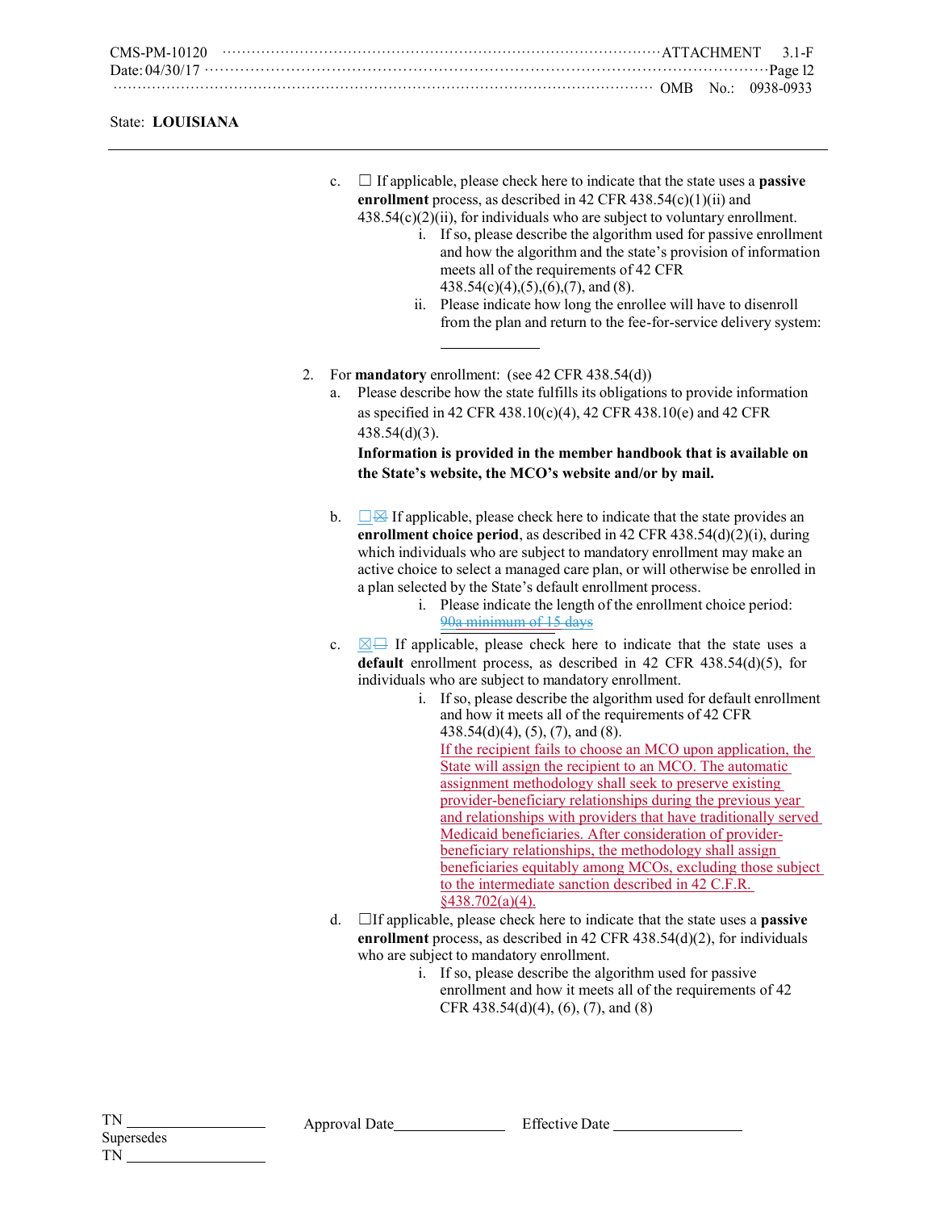State: **LOUISIANA**

c. ☐ If applicable, please check here to indicate that the state uses a **passive enrollment** process, as described in 42 CFR 438.54(c)(1)(ii) and 438.54(c)(2)(ii), for individuals who are subject to voluntary enrollment.

   i. If so, please describe the algorithm used for passive enrollment and how the algorithm and the state's provision of information meets all of the requirements of 42 CFR 438.54(c)(4),(5),(6),(7), and (8).

   ii. Please indicate how long the enrollee will have to disenroll from the plan and return to the fee-for-service delivery system: \_\_\_\_\_\_\_\_\_\_\_\_

2. For **mandatory** enrollment: (see 42 CFR 438.54(d))

   a. Please describe how the state fulfills its obligations to provide information as specified in 42 CFR 438.10(c)(4), 42 CFR 438.10(e) and 42 CFR 438.54(d)(3).

   **Information is provided in the member handbook that is available on the State's website, the MCO's website and/or by mail.**

   b. ☐~~☒~~ If applicable, please check here to indicate that the state provides an **enrollment choice period**, as described in 42 CFR 438.54(d)(2)(i), during which individuals who are subject to mandatory enrollment may make an active choice to select a managed care plan, or will otherwise be enrolled in a plan selected by the State's default enrollment process.

      i. Please indicate the length of the enrollment choice period: 90~~a minimum of 15 days~~

   c. ☒~~☐~~ If applicable, please check here to indicate that the state uses a **default** enrollment process, as described in 42 CFR 438.54(d)(5), for individuals who are subject to mandatory enrollment.

      i. If so, please describe the algorithm used for default enrollment and how it meets all of the requirements of 42 CFR 438.54(d)(4), (5), (7), and (8).
      If the recipient fails to choose an MCO upon application, the State will assign the recipient to an MCO. The automatic assignment methodology shall seek to preserve existing provider-beneficiary relationships during the previous year and relationships with providers that have traditionally served Medicaid beneficiaries. After consideration of provider-beneficiary relationships, the methodology shall assign beneficiaries equitably among MCOs, excluding those subject to the intermediate sanction described in 42 C.F.R. §438.702(a)(4).

   d. ☐If applicable, please check here to indicate that the state uses a **passive enrollment** process, as described in 42 CFR 438.54(d)(2), for individuals who are subject to mandatory enrollment.

      i. If so, please describe the algorithm used for passive enrollment and how it meets all of the requirements of 42 CFR 438.54(d)(4), (6), (7), and (8)

TN \_\_\_\_\_\_\_\_\_\_\_\_ Approval Date \_\_\_\_\_\_\_\_\_\_ Effective Date \_\_\_\_\_\_\_\_\_\_
Supersedes
TN \_\_\_\_\_\_\_\_\_\_\_\_